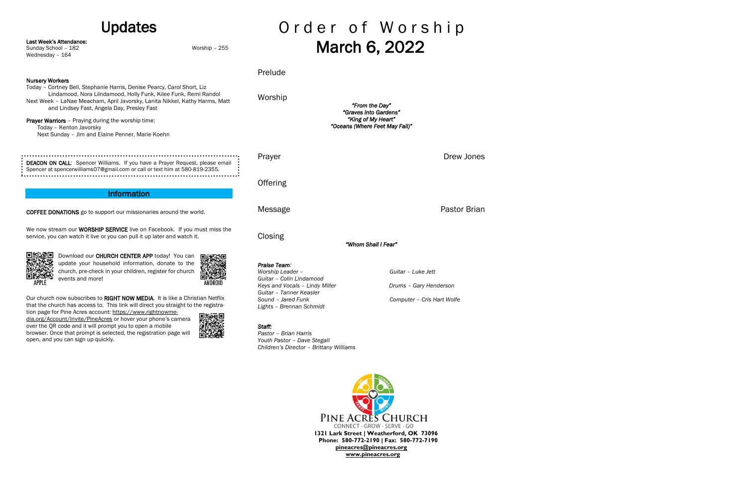# Updates

**Last Week's Attendance:**
Sunday School – 182
Worship – 255
Wednesday – 164

**Nursery Workers**
Today – Cortney Bell, Stephanie Harris, Denise Pearcy, Carol Short, Liz Lindamood, Nora Lilndamood, Holly Funk, Kilee Funk, Remi Randol
Next Week – LaNae Meacham, April Javorsky, Lanita Nikkel, Kathy Harms, Matt and Lindsey Fast, Angela Day, Presley Fast

**Prayer Warriors** – Praying during the worship time:
Today – Kenton Javorsky
Next Sunday – Jim and Elaine Penner, Marie Koehn

**DEACON ON CALL**: Spencer Williams. If you have a Prayer Request, please email Spencer at spencerwilliams07@gmail.com or call or text him at 580-819-2355.

## Information

**COFFEE DONATIONS** go to support our missionaries around the world.

We now stream our **WORSHIP SERVICE** live on Facebook. If you must miss the service, you can watch it live or you can pull it up later and watch it.

APPLE

Download our **CHURCH CENTER APP** today! You can update your household information, donate to the church, pre-check in your children, register for church events and more!

ANDROID

Our church now subscribes to **RIGHT NOW MEDIA**. It is like a Christian Netflix that the church has access to. This link will direct you straight to the registration page for Pine Acres account: https://www.rightnowmedia.org/Account/Invite/PineAcres or hover your phone's camera over the QR code and it will prompt you to open a mobile browser. Once that prompt is selected, the registration page will open, and you can sign up quickly.

# Order of Worship
# March 6, 2022

Prelude

Worship

*"From the Day"*
*"Graves Into Gardens"*
*"King of My Heart"*
*"Oceans (Where Feet May Fall)"*

Prayer — Drew Jones

Offering

Message — Pastor Brian

Closing

*"Whom Shall I Fear"*

***Praise Team:***
*Worship Leader –*
*Guitar – Colin Lindamood*
*Keys and Vocals – Lindy Miller*
*Guitar – Tanner Keasler*
*Sound – Jared Funk*
*Lights – Brennan Schmidt*
*Guitar – Luke Jett*
*Drums – Gary Henderson*
*Computer – Cris Hart Wolfe*

***Staff:***
*Pastor – Brian Harris*
*Youth Pastor – Dave Stegall*
*Children's Director – Brittany Williams*

PINE ACRES CHURCH
CONNECT · GROW · SERVE · GO
**1321 Lark Street | Weatherford, OK 73096**
**Phone: 580-772-2190 | Fax: 580-772-7190**
**pineacres@pineacres.org**
**www.pineacres.org**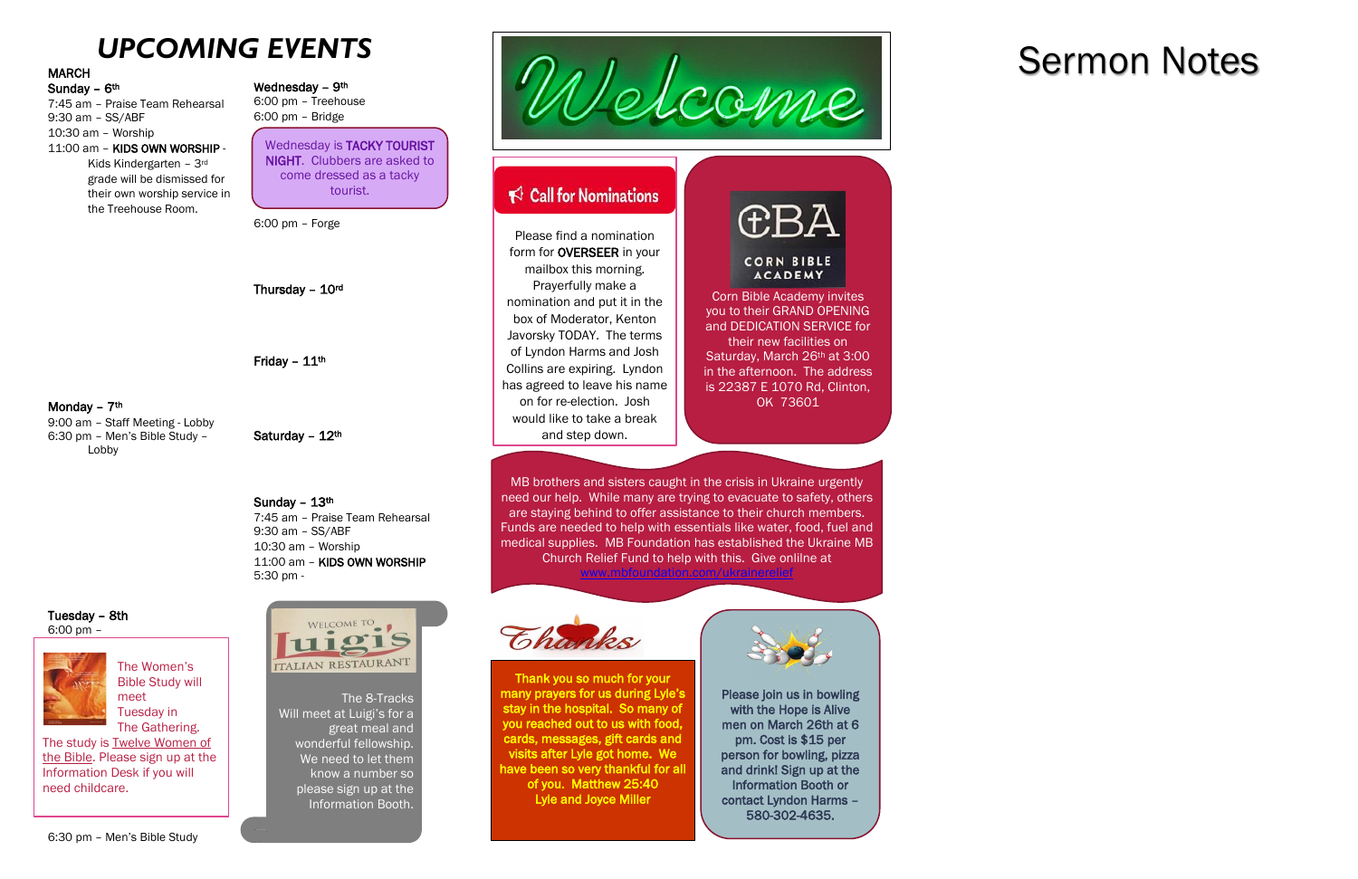# UPCOMING EVENTS

**MARCH**

**Sunday – 6th**
7:45 am – Praise Team Rehearsal
9:30 am – SS/ABF
10:30 am – Worship
11:00 am – **KIDS OWN WORSHIP** - Kids Kindergarten – 3rd grade will be dismissed for their own worship service in the Treehouse Room.

**Monday – 7th**
9:00 am – Staff Meeting - Lobby
6:30 pm – Men's Bible Study – Lobby

**Tuesday – 8th**
6:00 pm –

The Women's Bible Study will meet Tuesday in The Gathering. The study is Twelve Women of the Bible. Please sign up at the Information Desk if you will need childcare.

6:30 pm – Men's Bible Study

**Wednesday – 9th**
6:00 pm – Treehouse
6:00 pm – Bridge

Wednesday is **TACKY TOURIST NIGHT**. Clubbers are asked to come dressed as a tacky tourist.

6:00 pm – Forge

**Thursday – 10rd**

**Friday – 11th**

**Saturday – 12th**

**Sunday – 13th**
7:45 am – Praise Team Rehearsal
9:30 am – SS/ABF
10:30 am – Worship
11:00 am – **KIDS OWN WORSHIP**
5:30 pm -

WELCOME TO Luigi's ITALIAN RESTAURANT

The 8-Tracks Will meet at Luigi's for a great meal and wonderful fellowship. We need to let them know a number so please sign up at the Information Booth.

Welcome

## Call for Nominations

Please find a nomination form for **OVERSEER** in your mailbox this morning. Prayerfully make a nomination and put it in the box of Moderator, Kenton Javorsky TODAY. The terms of Lyndon Harms and Josh Collins are expiring. Lyndon has agreed to leave his name on for re-election. Josh would like to take a break and step down.

CBA CORN BIBLE ACADEMY

Corn Bible Academy invites you to their GRAND OPENING and DEDICATION SERVICE for their new facilities on Saturday, March 26th at 3:00 in the afternoon. The address is 22387 E 1070 Rd, Clinton, OK 73601

MB brothers and sisters caught in the crisis in Ukraine urgently need our help. While many are trying to evacuate to safety, others are staying behind to offer assistance to their church members. Funds are needed to help with essentials like water, food, fuel and medical supplies. MB Foundation has established the Ukraine MB Church Relief Fund to help with this. Give onlilne at www.mbfoundation.com/ukrainerelief

Thanks

Thank you so much for your many prayers for us during Lyle's stay in the hospital. So many of you reached out to us with food, cards, messages, gift cards and visits after Lyle got home. We have been so very thankful for all of you. Matthew 25:40
Lyle and Joyce Miller

Please join us in bowling with the Hope is Alive men on March 26th at 6 pm. Cost is $15 per person for bowling, pizza and drink! Sign up at the Information Booth or contact Lyndon Harms – 580-302-4635.

# Sermon Notes